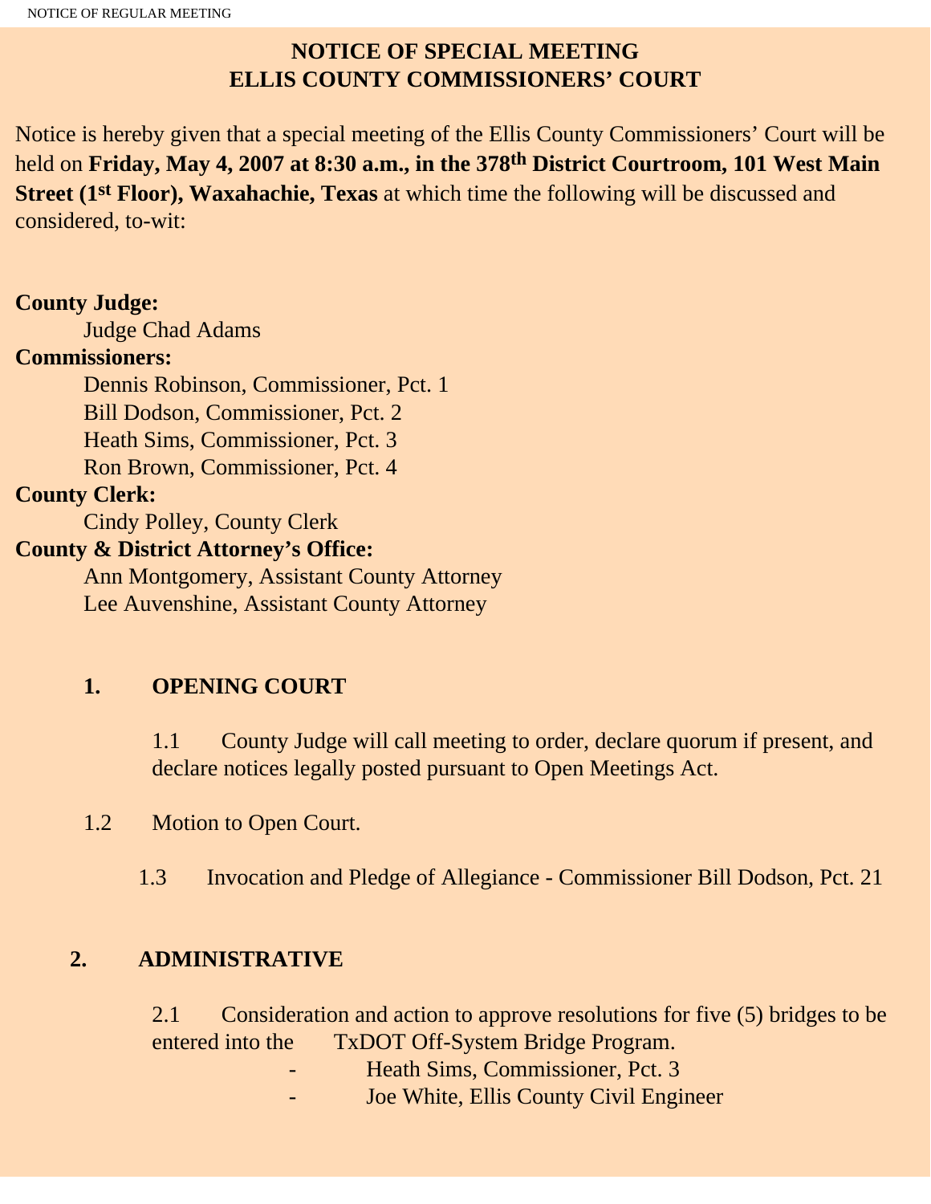# NOTICE OF SPECIAL MEETING
# ELLIS COUNTY COMMISSIONERS' COURT

Notice is hereby given that a special meeting of the Ellis County Commissioners' Court will be held on **Friday, May 4, 2007 at 8:30 a.m., in the 378th District Courtroom, 101 West Main Street (1st Floor), Waxahachie, Texas** at which time the following will be discussed and considered, to-wit:

**County Judge:**

Judge Chad Adams

**Commissioners:**

Dennis Robinson, Commissioner, Pct. 1
Bill Dodson, Commissioner, Pct. 2
Heath Sims, Commissioner, Pct. 3
Ron Brown, Commissioner, Pct. 4

**County Clerk:**

Cindy Polley, County Clerk

**County & District Attorney's Office:**

Ann Montgomery, Assistant County Attorney
Lee Auvenshine, Assistant County Attorney

## 1. OPENING COURT

1.1 County Judge will call meeting to order, declare quorum if present, and declare notices legally posted pursuant to Open Meetings Act.

1.2 Motion to Open Court.

1.3 Invocation and Pledge of Allegiance - Commissioner Bill Dodson, Pct. 21

## 2. ADMINISTRATIVE

2.1 Consideration and action to approve resolutions for five (5) bridges to be entered into the TxDOT Off-System Bridge Program.

- Heath Sims, Commissioner, Pct. 3
- Joe White, Ellis County Civil Engineer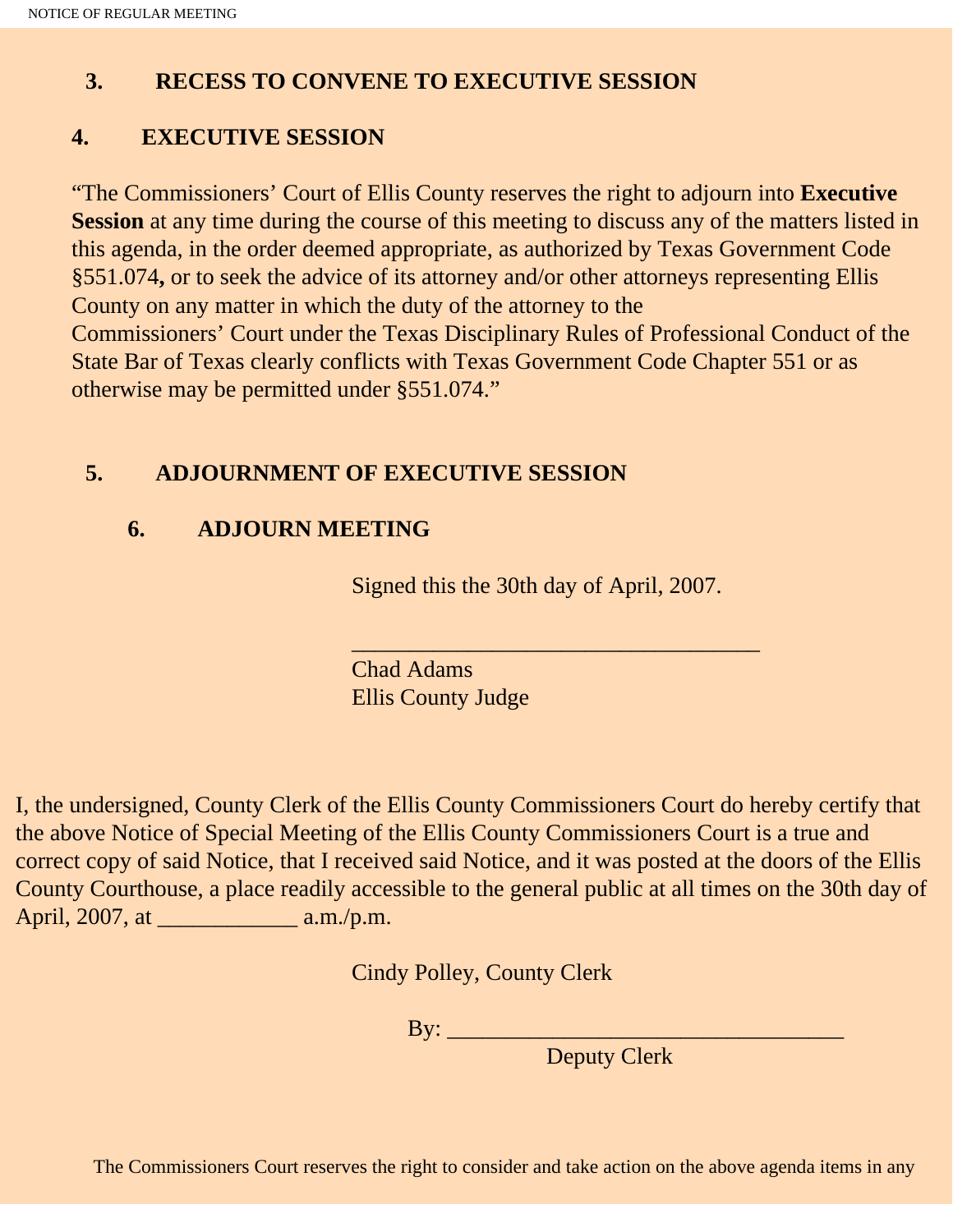**3. RECESS TO CONVENE TO EXECUTIVE SESSION**

**4. EXECUTIVE SESSION**

"The Commissioners' Court of Ellis County reserves the right to adjourn into **Executive Session** at any time during the course of this meeting to discuss any of the matters listed in this agenda, in the order deemed appropriate, as authorized by Texas Government Code §551.074**,** or to seek the advice of its attorney and/or other attorneys representing Ellis County on any matter in which the duty of the attorney to the Commissioners' Court under the Texas Disciplinary Rules of Professional Conduct of the State Bar of Texas clearly conflicts with Texas Government Code Chapter 551 or as otherwise may be permitted under §551.074."

**5. ADJOURNMENT OF EXECUTIVE SESSION**

**6. ADJOURN MEETING**

Signed this the 30th day of April, 2007.

___________________________________

Chad Adams
Ellis County Judge

I, the undersigned, County Clerk of the Ellis County Commissioners Court do hereby certify that the above Notice of Special Meeting of the Ellis County Commissioners Court is a true and correct copy of said Notice, that I received said Notice, and it was posted at the doors of the Ellis County Courthouse, a place readily accessible to the general public at all times on the 30th day of April, 2007, at ____________ a.m./p.m.

Cindy Polley, County Clerk

By: ___________________________________
Deputy Clerk

The Commissioners Court reserves the right to consider and take action on the above agenda items in any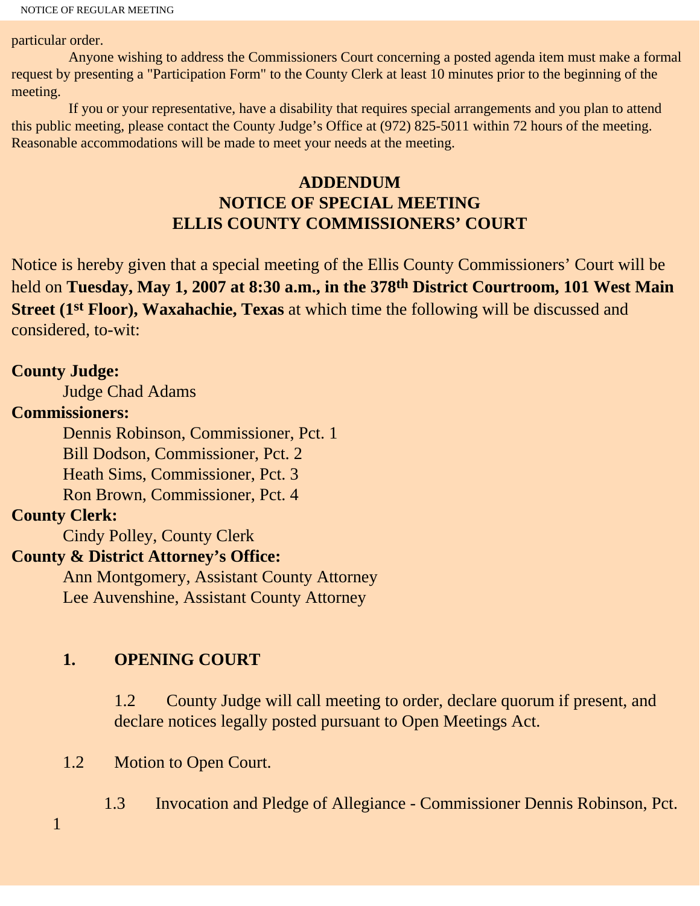particular order.

Anyone wishing to address the Commissioners Court concerning a posted agenda item must make a formal request by presenting a "Participation Form" to the County Clerk at least 10 minutes prior to the beginning of the meeting.

If you or your representative, have a disability that requires special arrangements and you plan to attend this public meeting, please contact the County Judge's Office at (972) 825-5011 within 72 hours of the meeting. Reasonable accommodations will be made to meet your needs at the meeting.

## ADDENDUM
## NOTICE OF SPECIAL MEETING
## ELLIS COUNTY COMMISSIONERS' COURT

Notice is hereby given that a special meeting of the Ellis County Commissioners' Court will be held on **Tuesday, May 1, 2007 at 8:30 a.m., in the 378th District Courtroom, 101 West Main Street (1st Floor), Waxahachie, Texas** at which time the following will be discussed and considered, to-wit:

**County Judge:**
Judge Chad Adams

**Commissioners:**
Dennis Robinson, Commissioner, Pct. 1
Bill Dodson, Commissioner, Pct. 2
Heath Sims, Commissioner, Pct. 3
Ron Brown, Commissioner, Pct. 4

**County Clerk:**
Cindy Polley, County Clerk

**County & District Attorney's Office:**
Ann Montgomery, Assistant County Attorney
Lee Auvenshine, Assistant County Attorney

**1. OPENING COURT**

1.2 County Judge will call meeting to order, declare quorum if present, and declare notices legally posted pursuant to Open Meetings Act.

1.2 Motion to Open Court.

1.3 Invocation and Pledge of Allegiance - Commissioner Dennis Robinson, Pct. 1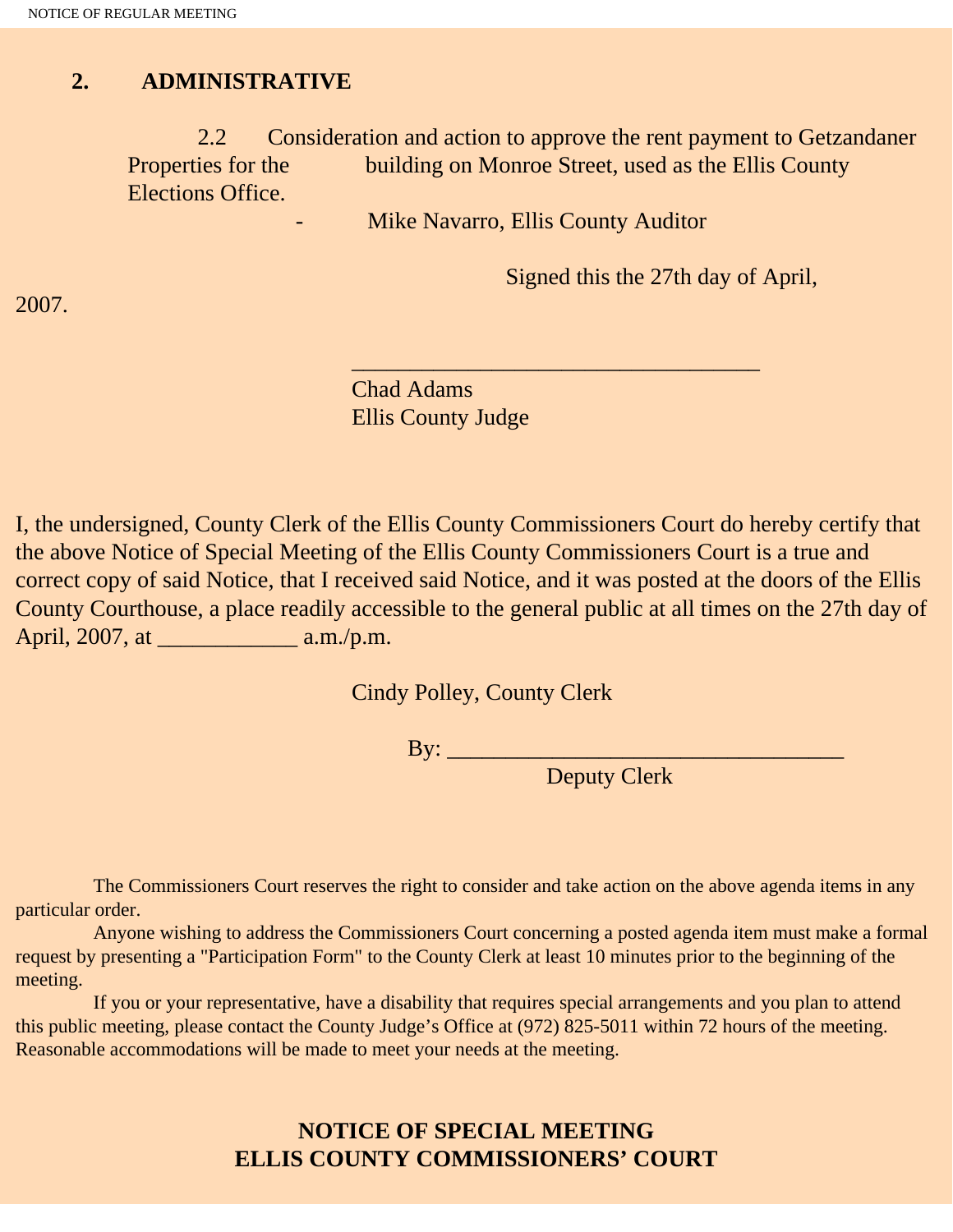## 2. ADMINISTRATIVE

2.2 Consideration and action to approve the rent payment to Getzandaner Properties for the building on Monroe Street, used as the Ellis County Elections Office.

- Mike Navarro, Ellis County Auditor

Signed this the 27th day of April, 2007.

___________________________________

Chad Adams
Ellis County Judge

I, the undersigned, County Clerk of the Ellis County Commissioners Court do hereby certify that the above Notice of Special Meeting of the Ellis County Commissioners Court is a true and correct copy of said Notice, that I received said Notice, and it was posted at the doors of the Ellis County Courthouse, a place readily accessible to the general public at all times on the 27th day of April, 2007, at ____________ a.m./p.m.

Cindy Polley, County Clerk

By: __________________________________
Deputy Clerk

The Commissioners Court reserves the right to consider and take action on the above agenda items in any particular order.

Anyone wishing to address the Commissioners Court concerning a posted agenda item must make a formal request by presenting a "Participation Form" to the County Clerk at least 10 minutes prior to the beginning of the meeting.

If you or your representative, have a disability that requires special arrangements and you plan to attend this public meeting, please contact the County Judge's Office at (972) 825-5011 within 72 hours of the meeting. Reasonable accommodations will be made to meet your needs at the meeting.

**NOTICE OF SPECIAL MEETING**
**ELLIS COUNTY COMMISSIONERS' COURT**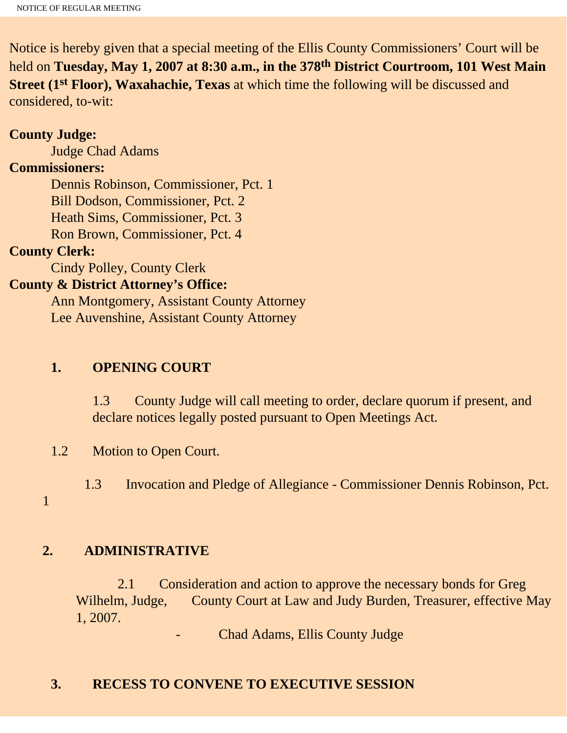NOTICE OF REGULAR MEETING

Notice is hereby given that a special meeting of the Ellis County Commissioners' Court will be held on **Tuesday, May 1, 2007 at 8:30 a.m., in the 378th District Courtroom, 101 West Main Street (1st Floor), Waxahachie, Texas** at which time the following will be discussed and considered, to-wit:

**County Judge:**

Judge Chad Adams

**Commissioners:**

Dennis Robinson, Commissioner, Pct. 1
Bill Dodson, Commissioner, Pct. 2
Heath Sims, Commissioner, Pct. 3
Ron Brown, Commissioner, Pct. 4

**County Clerk:**

Cindy Polley, County Clerk

**County & District Attorney's Office:**

Ann Montgomery, Assistant County Attorney
Lee Auvenshine, Assistant County Attorney

## 1. OPENING COURT

1.3 County Judge will call meeting to order, declare quorum if present, and declare notices legally posted pursuant to Open Meetings Act.

1.2 Motion to Open Court.

1.3 Invocation and Pledge of Allegiance - Commissioner Dennis Robinson, Pct. 1

## 2. ADMINISTRATIVE

2.1 Consideration and action to approve the necessary bonds for Greg Wilhelm, Judge, County Court at Law and Judy Burden, Treasurer, effective May 1, 2007.

- Chad Adams, Ellis County Judge

## 3. RECESS TO CONVENE TO EXECUTIVE SESSION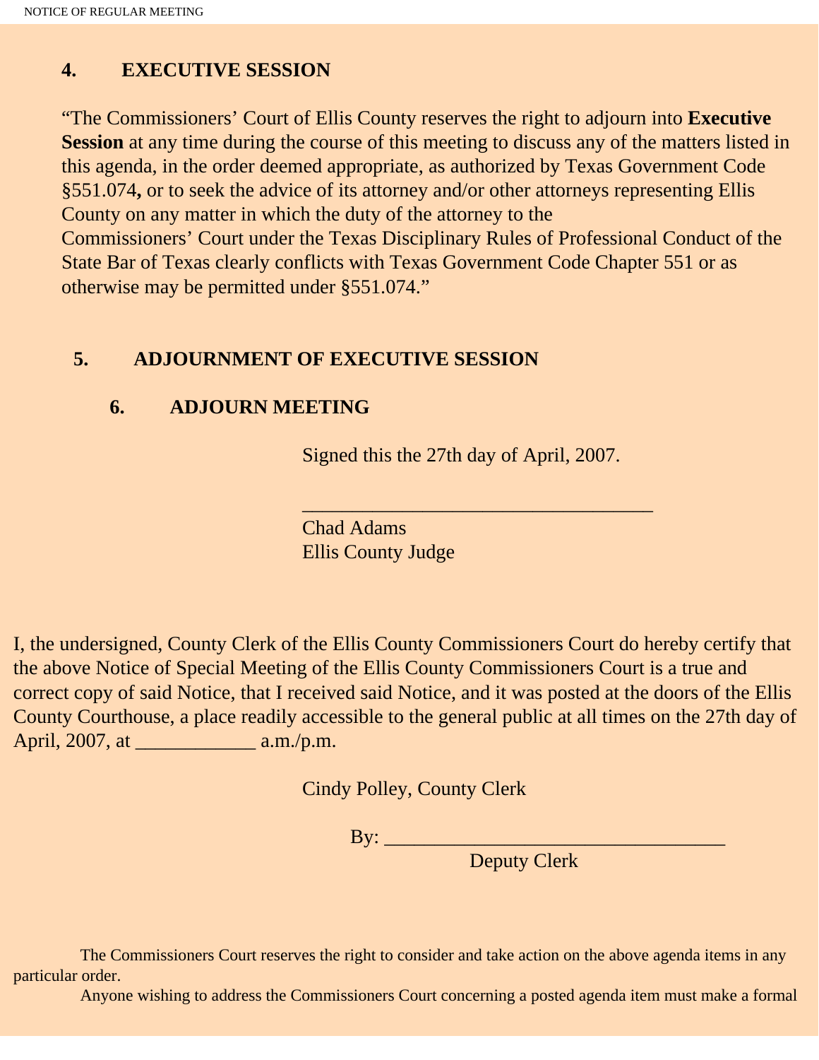## 4. EXECUTIVE SESSION

"The Commissioners' Court of Ellis County reserves the right to adjourn into **Executive Session** at any time during the course of this meeting to discuss any of the matters listed in this agenda, in the order deemed appropriate, as authorized by Texas Government Code §551.074**,** or to seek the advice of its attorney and/or other attorneys representing Ellis County on any matter in which the duty of the attorney to the Commissioners' Court under the Texas Disciplinary Rules of Professional Conduct of the State Bar of Texas clearly conflicts with Texas Government Code Chapter 551 or as otherwise may be permitted under §551.074."

## 5. ADJOURNMENT OF EXECUTIVE SESSION

## 6. ADJOURN MEETING

Signed this the 27th day of April, 2007.

___________________________________

Chad Adams
Ellis County Judge

I, the undersigned, County Clerk of the Ellis County Commissioners Court do hereby certify that the above Notice of Special Meeting of the Ellis County Commissioners Court is a true and correct copy of said Notice, that I received said Notice, and it was posted at the doors of the Ellis County Courthouse, a place readily accessible to the general public at all times on the 27th day of April, 2007, at ____________ a.m./p.m.

Cindy Polley, County Clerk

By: __________________________________
Deputy Clerk

The Commissioners Court reserves the right to consider and take action on the above agenda items in any particular order.

Anyone wishing to address the Commissioners Court concerning a posted agenda item must make a formal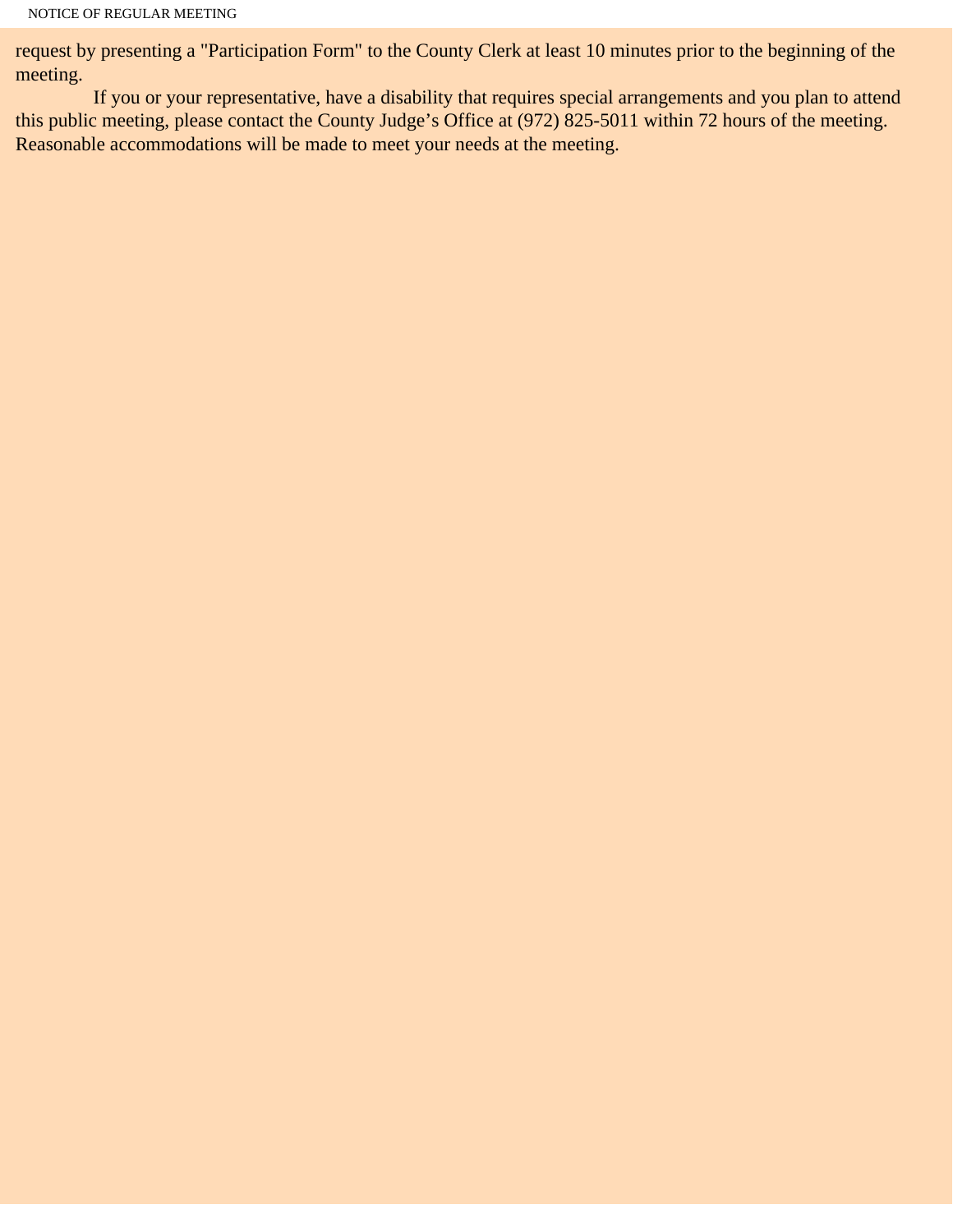request by presenting a "Participation Form" to the County Clerk at least 10 minutes prior to the beginning of the meeting.

If you or your representative, have a disability that requires special arrangements and you plan to attend this public meeting, please contact the County Judge’s Office at (972) 825-5011 within 72 hours of the meeting. Reasonable accommodations will be made to meet your needs at the meeting.